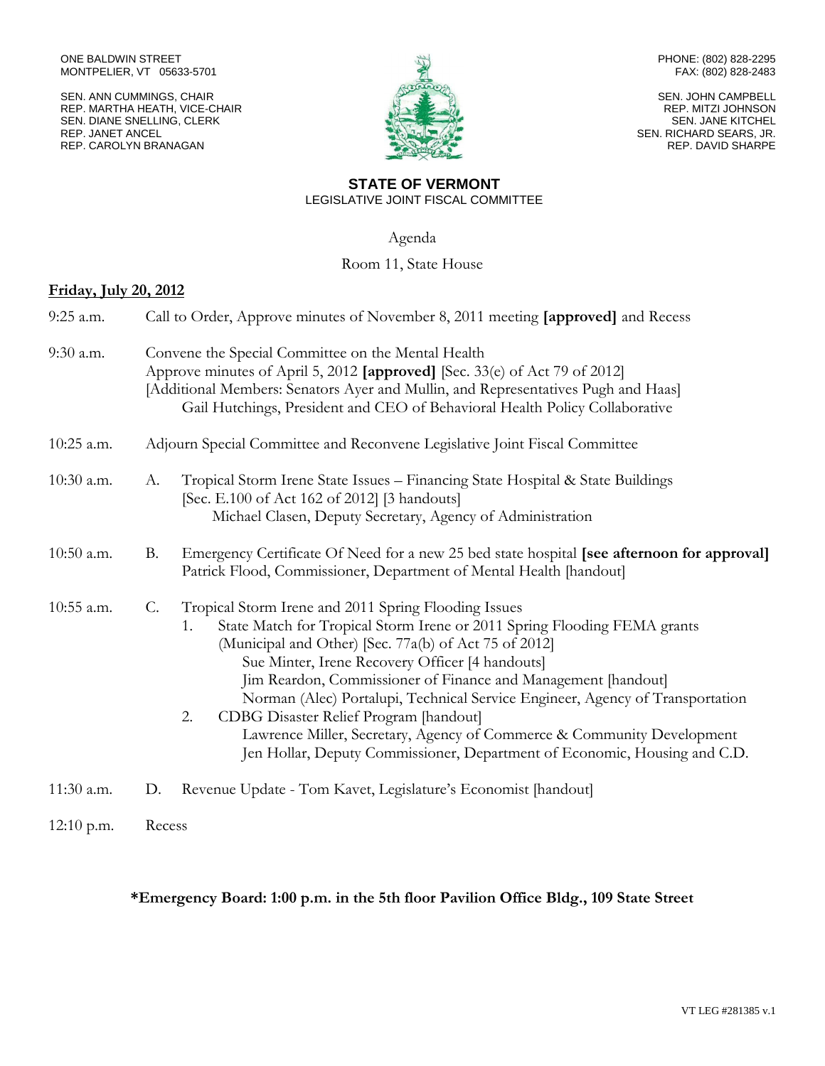ONE BALDWIN STREET
MONTPELIER, VT 05633-5701

SEN. ANN CUMMINGS, CHAIR
REP. MARTHA HEATH, VICE-CHAIR
SEN. DIANE SNELLING, CLERK
REP. JANET ANCEL
REP. CAROLYN BRANAGAN

PHONE: (802) 828-2295
FAX: (802) 828-2483

SEN. JOHN CAMPBELL
REP. MITZI JOHNSON
SEN. JANE KITCHEL
SEN. RICHARD SEARS, JR.
REP. DAVID SHARPE

# STATE OF VERMONT
LEGISLATIVE JOINT FISCAL COMMITTEE

Agenda

Room 11, State House

**Friday, July 20, 2012**

9:25 a.m. Call to Order, Approve minutes of November 8, 2011 meeting **[approved]** and Recess

9:30 a.m. Convene the Special Committee on the Mental Health
Approve minutes of April 5, 2012 **[approved]** [Sec. 33(e) of Act 79 of 2012]
[Additional Members: Senators Ayer and Mullin, and Representatives Pugh and Haas]
Gail Hutchings, President and CEO of Behavioral Health Policy Collaborative

10:25 a.m. Adjourn Special Committee and Reconvene Legislative Joint Fiscal Committee

10:30 a.m. A. Tropical Storm Irene State Issues – Financing State Hospital & State Buildings
[Sec. E.100 of Act 162 of 2012] [3 handouts]
Michael Clasen, Deputy Secretary, Agency of Administration

10:50 a.m. B. Emergency Certificate Of Need for a new 25 bed state hospital **[see afternoon for approval]**
Patrick Flood, Commissioner, Department of Mental Health [handout]

10:55 a.m. C. Tropical Storm Irene and 2011 Spring Flooding Issues
1. State Match for Tropical Storm Irene or 2011 Spring Flooding FEMA grants (Municipal and Other) [Sec. 77a(b) of Act 75 of 2012]
Sue Minter, Irene Recovery Officer [4 handouts]
Jim Reardon, Commissioner of Finance and Management [handout]
Norman (Alec) Portalupi, Technical Service Engineer, Agency of Transportation
2. CDBG Disaster Relief Program [handout]
Lawrence Miller, Secretary, Agency of Commerce & Community Development
Jen Hollar, Deputy Commissioner, Department of Economic, Housing and C.D.

11:30 a.m. D. Revenue Update - Tom Kavet, Legislature's Economist [handout]

12:10 p.m. Recess

**\*Emergency Board: 1:00 p.m. in the 5th floor Pavilion Office Bldg., 109 State Street**

VT LEG #281385 v.1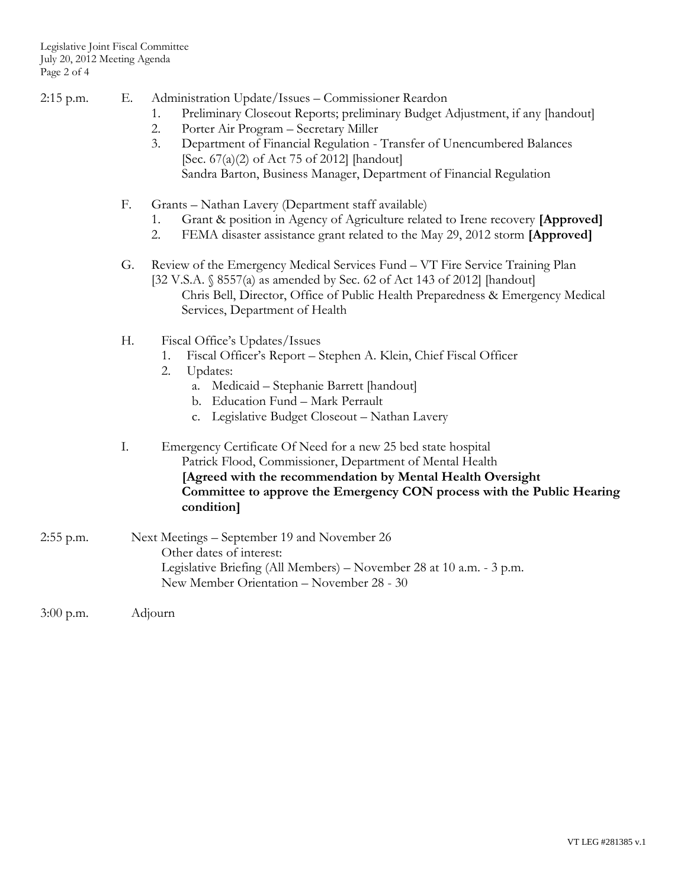2:15 p.m. E. Administration Update/Issues – Commissioner Reardon

1. Preliminary Closeout Reports; preliminary Budget Adjustment, if any [handout]
2. Porter Air Program – Secretary Miller
3. Department of Financial Regulation - Transfer of Unencumbered Balances [Sec. 67(a)(2) of Act 75 of 2012] [handout]
   Sandra Barton, Business Manager, Department of Financial Regulation

F. Grants – Nathan Lavery (Department staff available)

1. Grant & position in Agency of Agriculture related to Irene recovery **[Approved]**
2. FEMA disaster assistance grant related to the May 29, 2012 storm **[Approved]**

G. Review of the Emergency Medical Services Fund – VT Fire Service Training Plan [32 V.S.A. § 8557(a) as amended by Sec. 62 of Act 143 of 2012] [handout]
   Chris Bell, Director, Office of Public Health Preparedness & Emergency Medical Services, Department of Health

H. Fiscal Office's Updates/Issues

1. Fiscal Officer's Report – Stephen A. Klein, Chief Fiscal Officer
2. Updates:
   a. Medicaid – Stephanie Barrett [handout]
   b. Education Fund – Mark Perrault
   c. Legislative Budget Closeout – Nathan Lavery

I. Emergency Certificate Of Need for a new 25 bed state hospital
   Patrick Flood, Commissioner, Department of Mental Health
   **[Agreed with the recommendation by Mental Health Oversight Committee to approve the Emergency CON process with the Public Hearing condition]**

2:55 p.m. Next Meetings – September 19 and November 26
   Other dates of interest:
   Legislative Briefing (All Members) – November 28 at 10 a.m. - 3 p.m.
   New Member Orientation – November 28 - 30

3:00 p.m. Adjourn

VT LEG #281385 v.1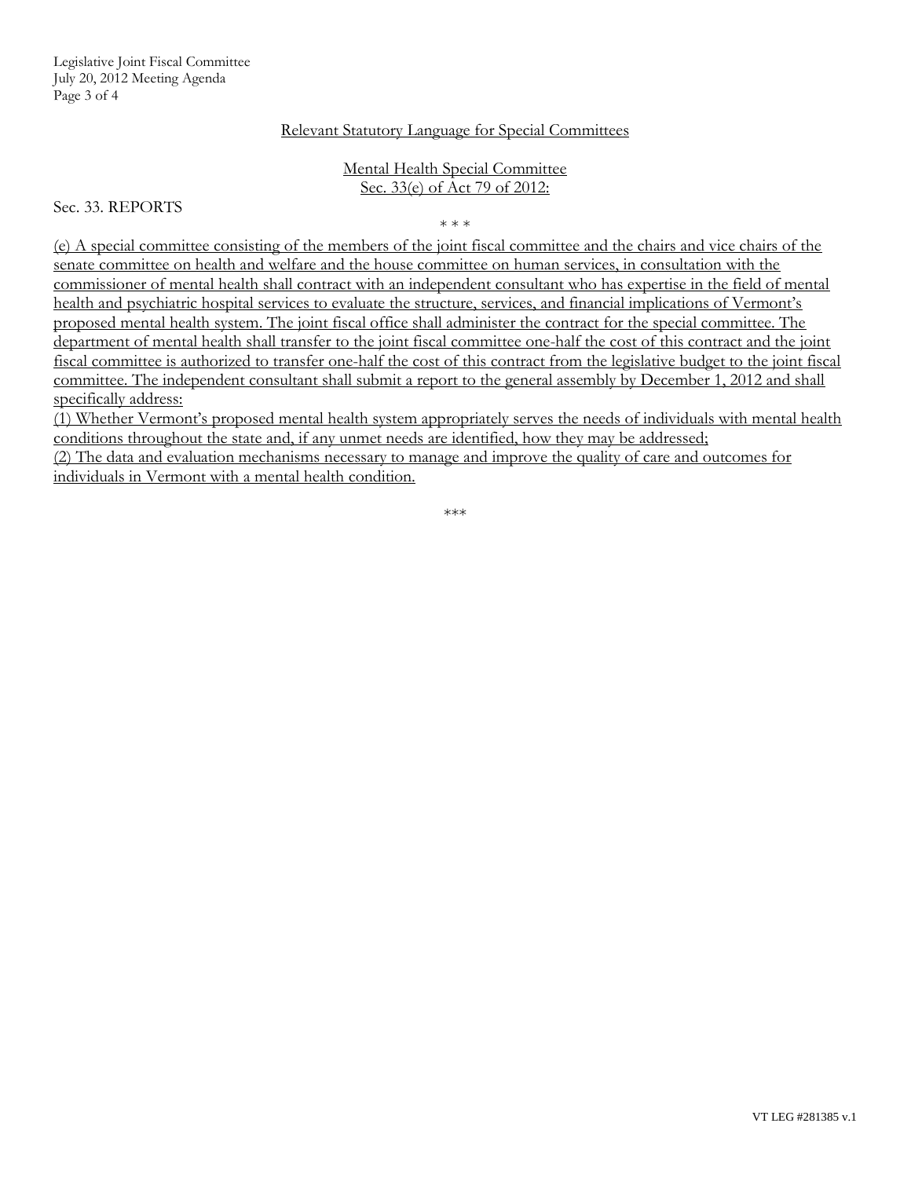## Relevant Statutory Language for Special Committees

### Mental Health Special Committee
### Sec. 33(e) of Act 79 of 2012:

Sec. 33. REPORTS

\* \* \*

(e) A special committee consisting of the members of the joint fiscal committee and the chairs and vice chairs of the senate committee on health and welfare and the house committee on human services, in consultation with the commissioner of mental health shall contract with an independent consultant who has expertise in the field of mental health and psychiatric hospital services to evaluate the structure, services, and financial implications of Vermont's proposed mental health system. The joint fiscal office shall administer the contract for the special committee. The department of mental health shall transfer to the joint fiscal committee one-half the cost of this contract and the joint fiscal committee is authorized to transfer one-half the cost of this contract from the legislative budget to the joint fiscal committee. The independent consultant shall submit a report to the general assembly by December 1, 2012 and shall specifically address:

(1) Whether Vermont's proposed mental health system appropriately serves the needs of individuals with mental health conditions throughout the state and, if any unmet needs are identified, how they may be addressed;

(2) The data and evaluation mechanisms necessary to manage and improve the quality of care and outcomes for individuals in Vermont with a mental health condition.

\*\*\*

VT LEG #281385 v.1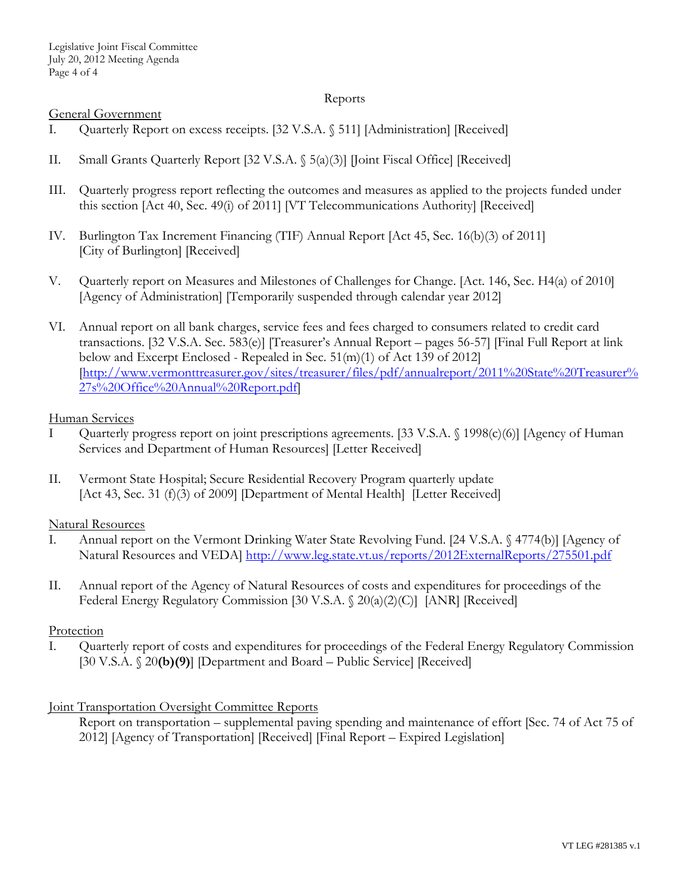## Reports

General Government

I. Quarterly Report on excess receipts. [32 V.S.A. § 511] [Administration] [Received]

II. Small Grants Quarterly Report [32 V.S.A. § 5(a)(3)] [Joint Fiscal Office] [Received]

III. Quarterly progress report reflecting the outcomes and measures as applied to the projects funded under this section [Act 40, Sec. 49(i) of 2011] [VT Telecommunications Authority] [Received]

IV. Burlington Tax Increment Financing (TIF) Annual Report [Act 45, Sec. 16(b)(3) of 2011] [City of Burlington] [Received]

V. Quarterly report on Measures and Milestones of Challenges for Change. [Act. 146, Sec. H4(a) of 2010] [Agency of Administration] [Temporarily suspended through calendar year 2012]

VI. Annual report on all bank charges, service fees and fees charged to consumers related to credit card transactions. [32 V.S.A. Sec. 583(e)] [Treasurer's Annual Report – pages 56-57] [Final Full Report at link below and Excerpt Enclosed - Repealed in Sec. 51(m)(1) of Act 139 of 2012] [http://www.vermonttreasurer.gov/sites/treasurer/files/pdf/annualreport/2011%20State%20Treasurer%27s%20Office%20Annual%20Report.pdf]

Human Services

I Quarterly progress report on joint prescriptions agreements. [33 V.S.A. § 1998(c)(6)] [Agency of Human Services and Department of Human Resources] [Letter Received]

II. Vermont State Hospital; Secure Residential Recovery Program quarterly update [Act 43, Sec. 31 (f)(3) of 2009] [Department of Mental Health] [Letter Received]

Natural Resources

I. Annual report on the Vermont Drinking Water State Revolving Fund. [24 V.S.A. § 4774(b)] [Agency of Natural Resources and VEDA] http://www.leg.state.vt.us/reports/2012ExternalReports/275501.pdf

II. Annual report of the Agency of Natural Resources of costs and expenditures for proceedings of the Federal Energy Regulatory Commission [30 V.S.A. § 20(a)(2)(C)] [ANR] [Received]

Protection

I. Quarterly report of costs and expenditures for proceedings of the Federal Energy Regulatory Commission [30 V.S.A. § 20**(b)(9)**] [Department and Board – Public Service] [Received]

Joint Transportation Oversight Committee Reports

Report on transportation – supplemental paving spending and maintenance of effort [Sec. 74 of Act 75 of 2012] [Agency of Transportation] [Received] [Final Report – Expired Legislation]

VT LEG #281385 v.1